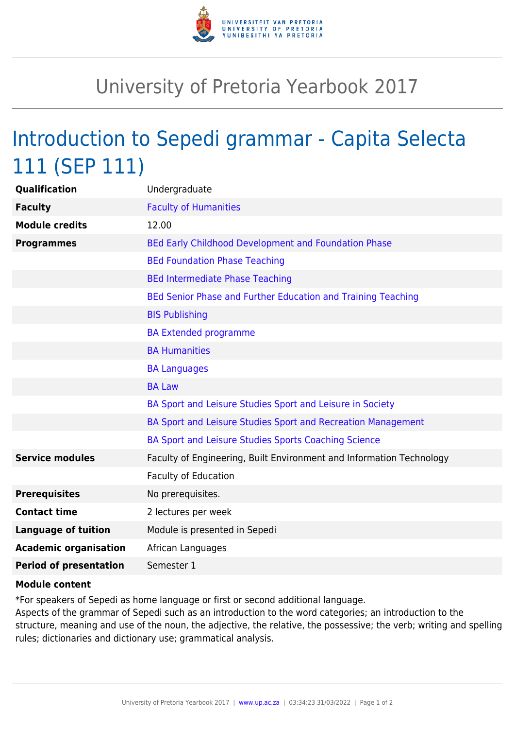# University of Pretoria Yearbook 2017

## Introduction to Sepedi grammar - Capita Selecta 111 (SEP 111)

| | |
|---|---|
| **Qualification** | Undergraduate |
| **Faculty** | Faculty of Humanities |
| **Module credits** | 12.00 |
| **Programmes** | BEd Early Childhood Development and Foundation Phase |
| | BEd Foundation Phase Teaching |
| | BEd Intermediate Phase Teaching |
| | BEd Senior Phase and Further Education and Training Teaching |
| | BIS Publishing |
| | BA Extended programme |
| | BA Humanities |
| | BA Languages |
| | BA Law |
| | BA Sport and Leisure Studies Sport and Leisure in Society |
| | BA Sport and Leisure Studies Sport and Recreation Management |
| | BA Sport and Leisure Studies Sports Coaching Science |
| **Service modules** | Faculty of Engineering, Built Environment and Information Technology |
| | Faculty of Education |
| **Prerequisites** | No prerequisites. |
| **Contact time** | 2 lectures per week |
| **Language of tuition** | Module is presented in Sepedi |
| **Academic organisation** | African Languages |
| **Period of presentation** | Semester 1 |

**Module content**

*For speakers of Sepedi as home language or first or second additional language.
Aspects of the grammar of Sepedi such as an introduction to the word categories; an introduction to the structure, meaning and use of the noun, the adjective, the relative, the possessive; the verb; writing and spelling rules; dictionaries and dictionary use; grammatical analysis.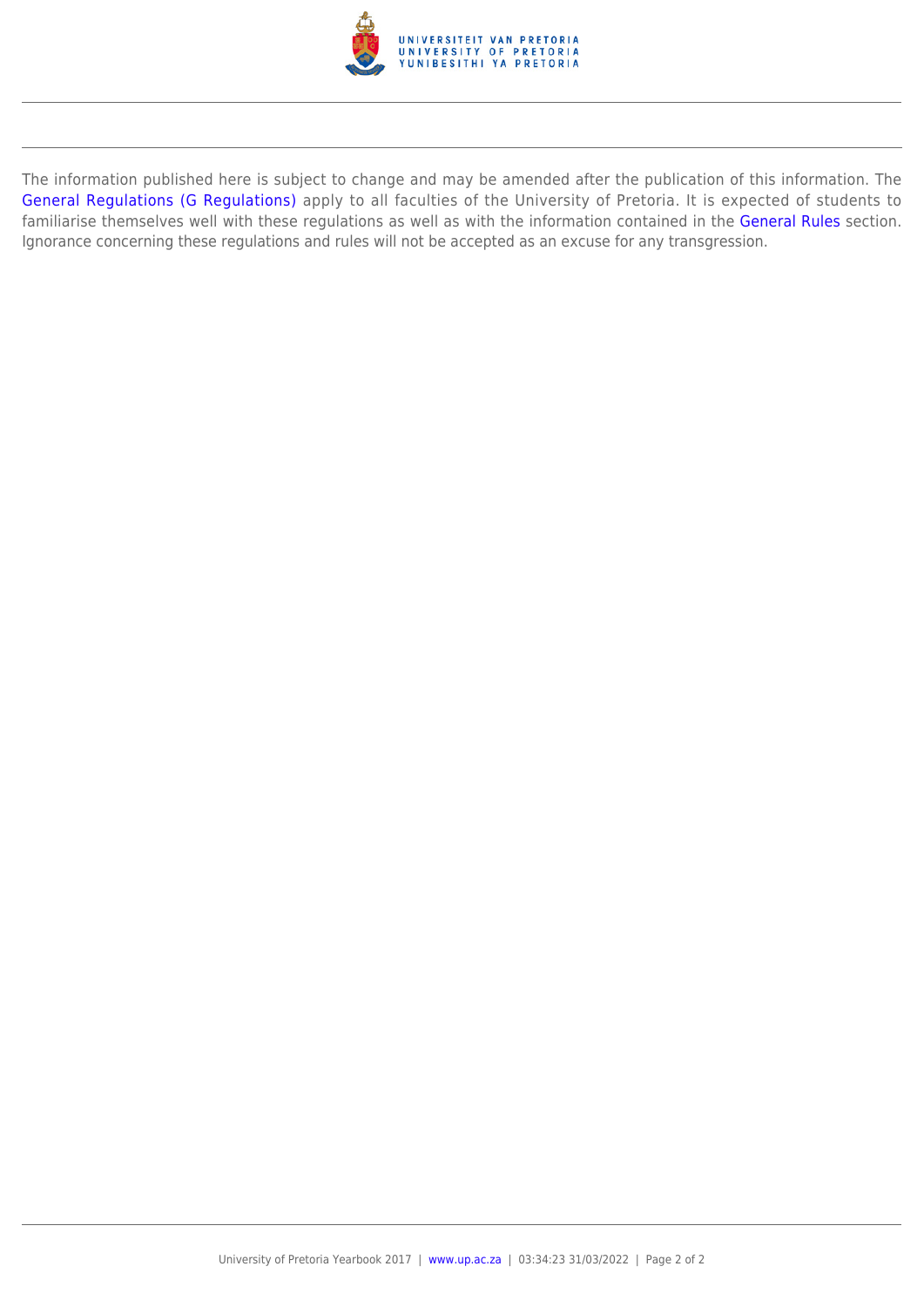The information published here is subject to change and may be amended after the publication of this information. The General Regulations (G Regulations) apply to all faculties of the University of Pretoria. It is expected of students to familiarise themselves well with these regulations as well as with the information contained in the General Rules section. Ignorance concerning these regulations and rules will not be accepted as an excuse for any transgression.